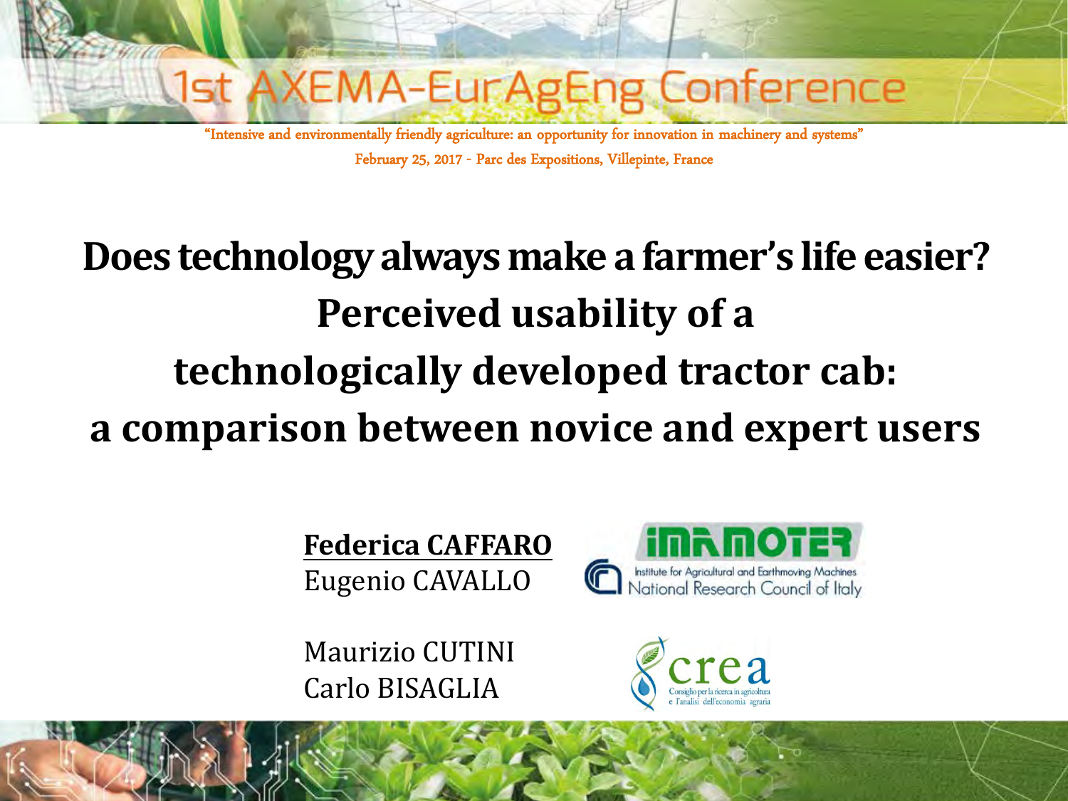1st AXEMA-EurAgEng Conference

"Intensive and environmentally friendly agriculture: an opportunity for innovation in machinery and systems"

February 25, 2017 - Parc des Expositions, Villepinte, France

# Does technology always make a farmer's life easier? Perceived usability of a technologically developed tractor cab: a comparison between novice and expert users

**Federica CAFFARO**
Eugenio CAVALLO

IMAMOTER
Institute for Agricultural and Earthmoving Machines
National Research Council of Italy

Maurizio CUTINI
Carlo BISAGLIA

crea
Consiglio per la ricerca in agricoltura e l'analisi dell'economia agraria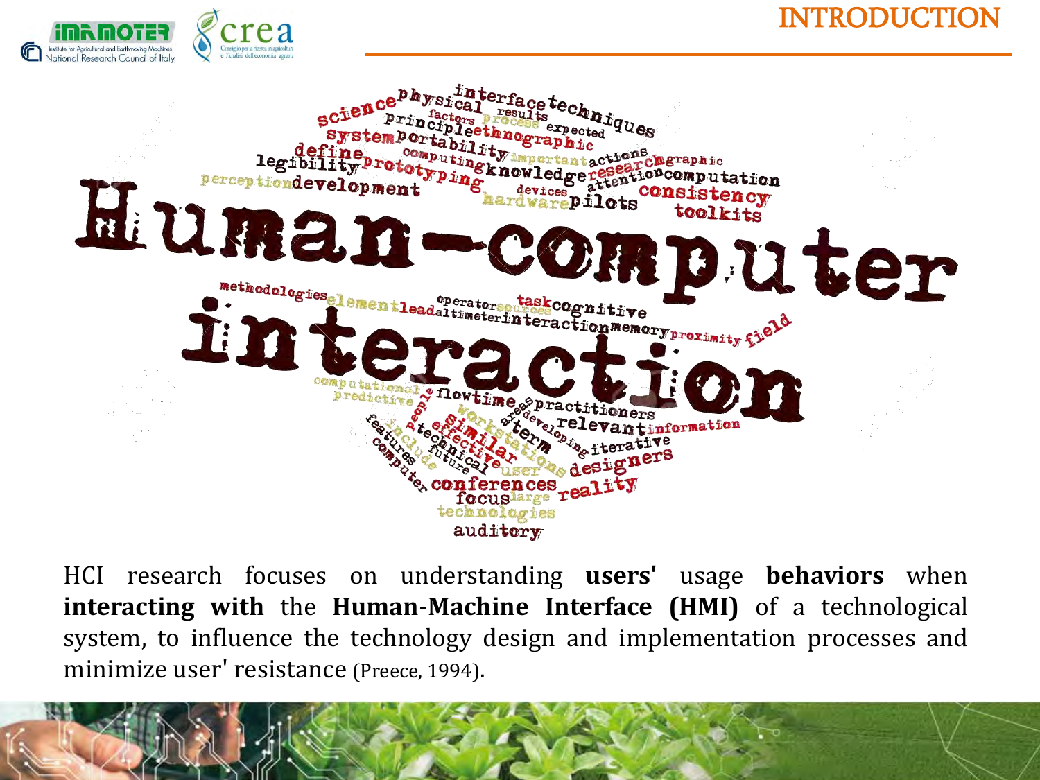# INTRODUCTION

HCI research focuses on understanding **users'** usage **behaviors** when **interacting with** the **Human-Machine Interface (HMI)** of a technological system, to influence the technology design and implementation processes and minimize user' resistance (Preece, 1994).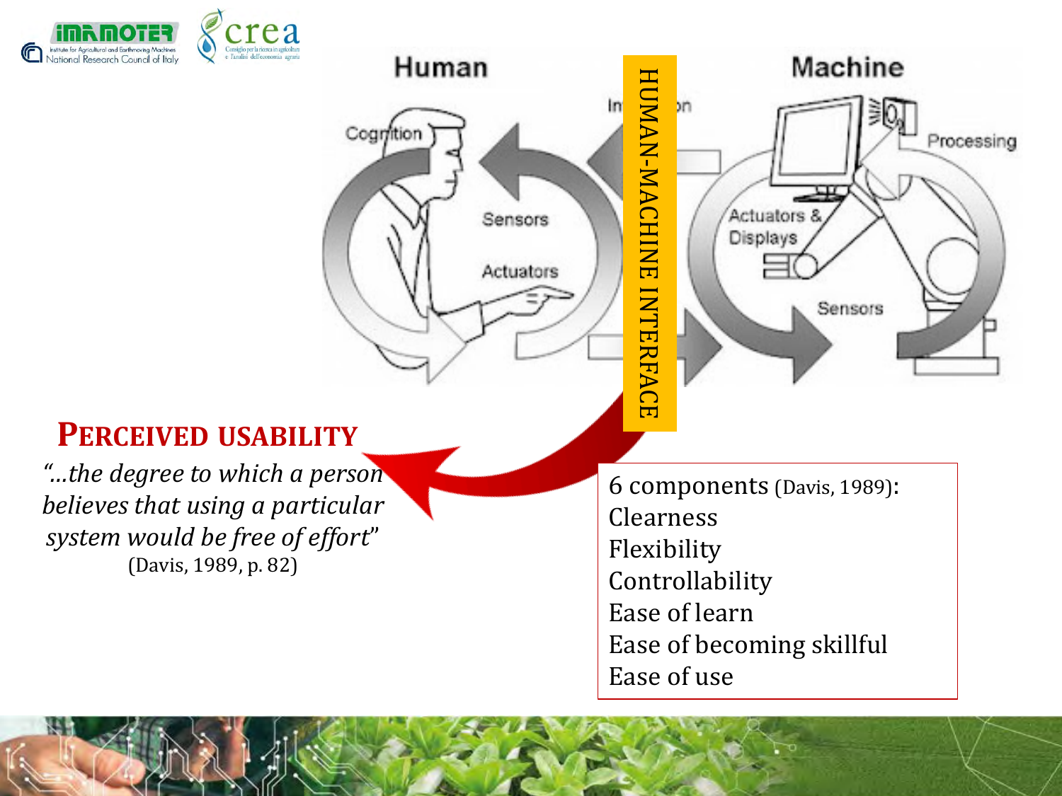HUMAN-MACHINE INTERFACE

Human

Cognition

Sensors

Actuators

Interaction

Machine

Processing

Actuators & Displays

Sensors

## PERCEIVED USABILITY

*"...the degree to which a person believes that using a particular system would be free of effort"*
(Davis, 1989, p. 82)

6 components (Davis, 1989):
Clearness
Flexibility
Controllability
Ease of learn
Ease of becoming skillful
Ease of use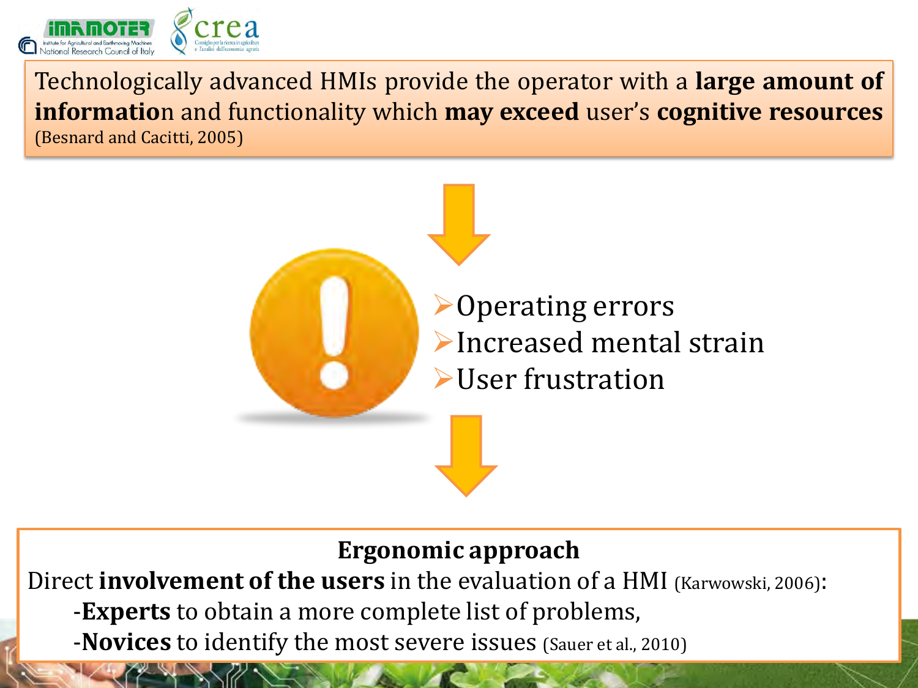Technologically advanced HMIs provide the operator with a **large amount of information** and functionality which **may exceed** user's **cognitive resources** (Besnard and Cacitti, 2005)

- Operating errors
- Increased mental strain
- User frustration

**Ergonomic approach**

Direct **involvement of the users** in the evaluation of a HMI (Karwowski, 2006):

-**Experts** to obtain a more complete list of problems,

-**Novices** to identify the most severe issues (Sauer et al., 2010)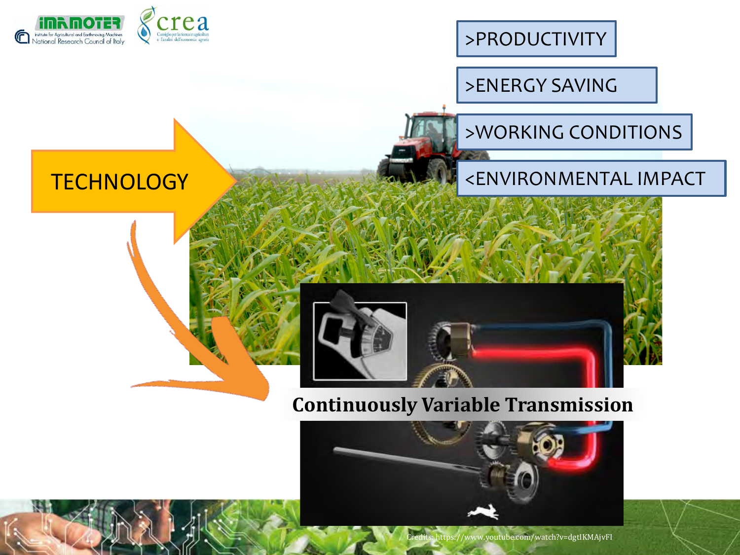TECHNOLOGY

>PRODUCTIVITY

>ENERGY SAVING

>WORKING CONDITIONS

<ENVIRONMENTAL IMPACT

**Continuously Variable Transmission**

Credits: https://www.youtube.com/watch?v=dgtIKMAjvFI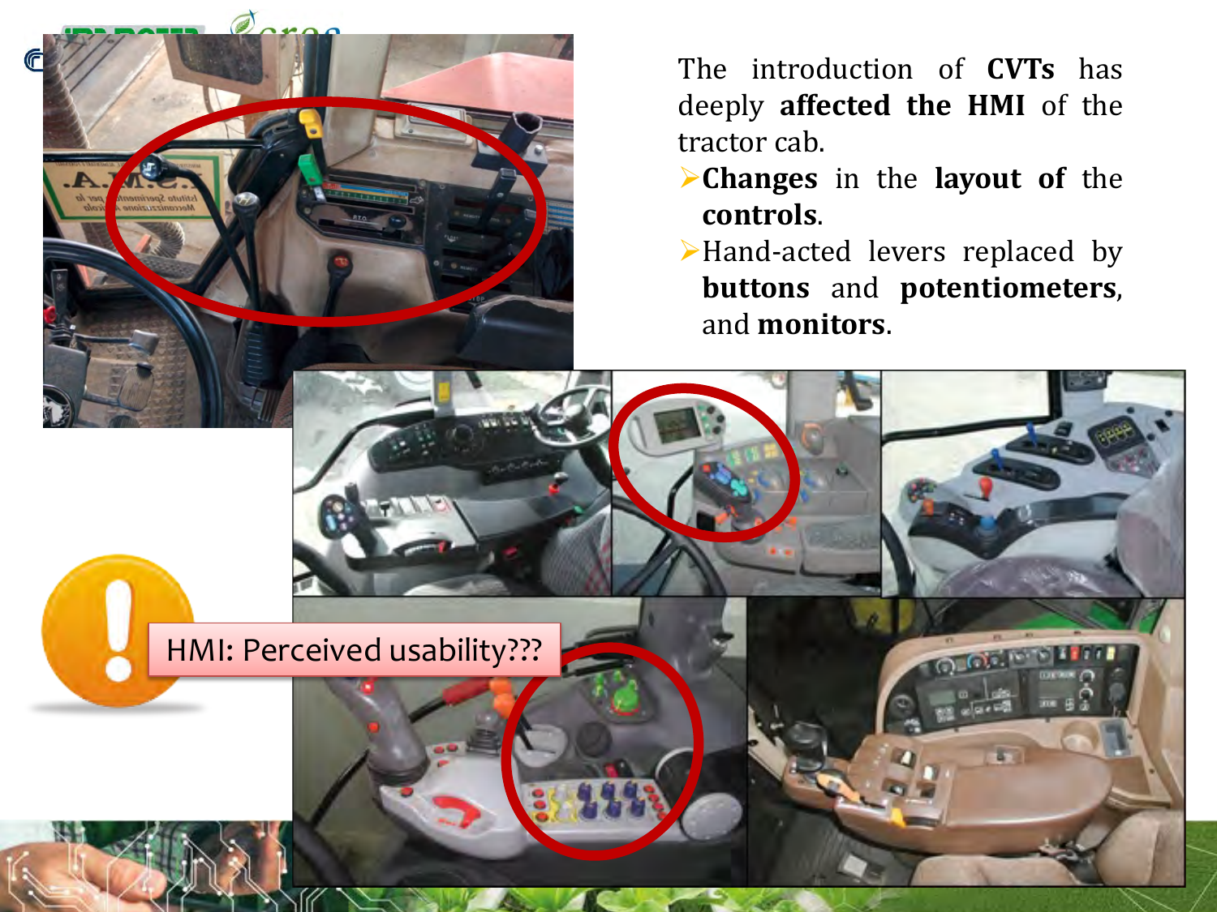The introduction of **CVTs** has deeply **affected the HMI** of the tractor cab.

- **Changes** in the **layout of** the **controls**.
- Hand-acted levers replaced by **buttons** and **potentiometers**, and **monitors**.

HMI: Perceived usability???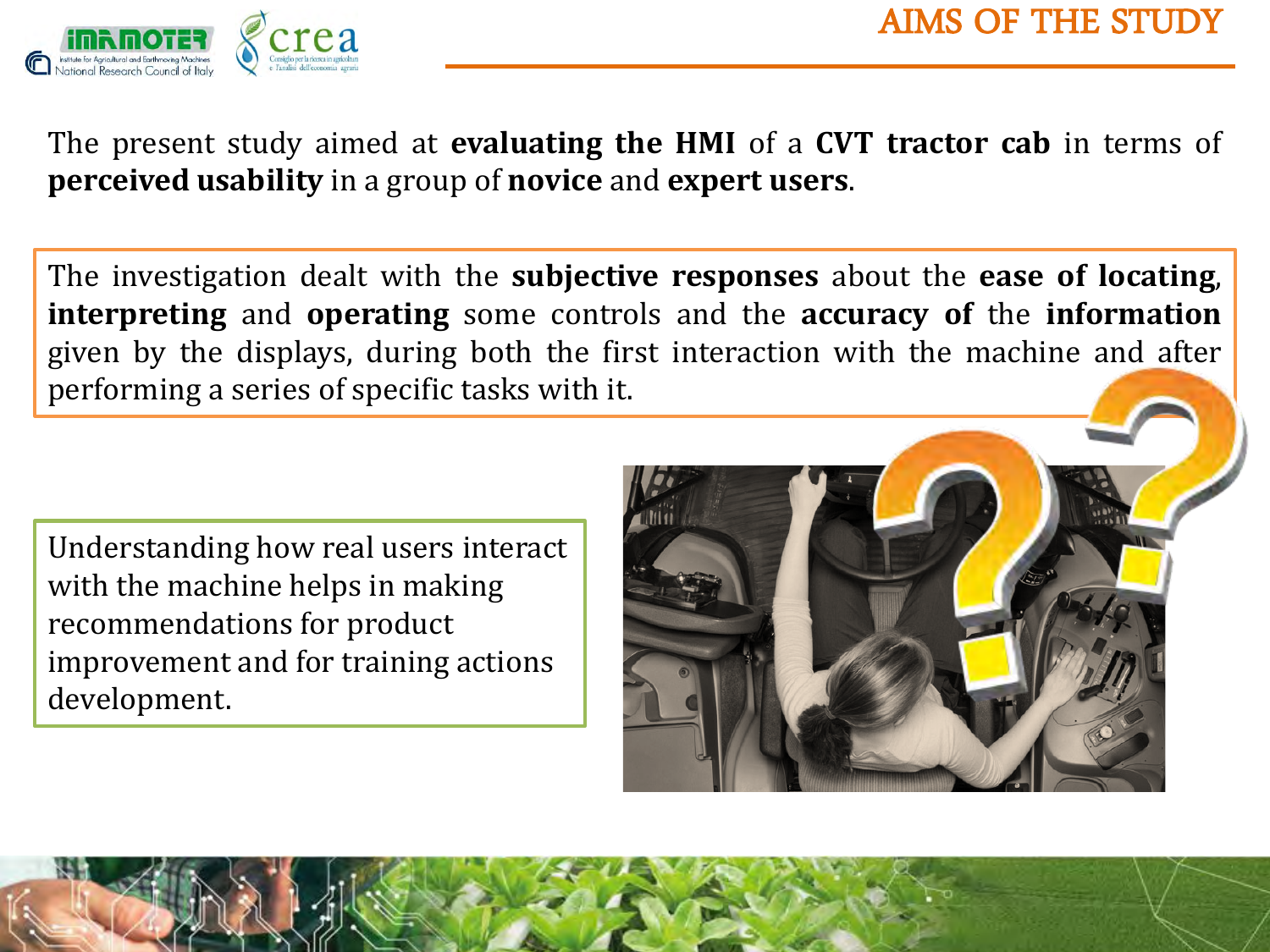# AIMS OF THE STUDY

The present study aimed at **evaluating the HMI** of a **CVT tractor cab** in terms of **perceived usability** in a group of **novice** and **expert users**.

The investigation dealt with the **subjective responses** about the **ease of locating**, **interpreting** and **operating** some controls and the **accuracy of** the **information** given by the displays, during both the first interaction with the machine and after performing a series of specific tasks with it.

Understanding how real users interact with the machine helps in making recommendations for product improvement and for training actions development.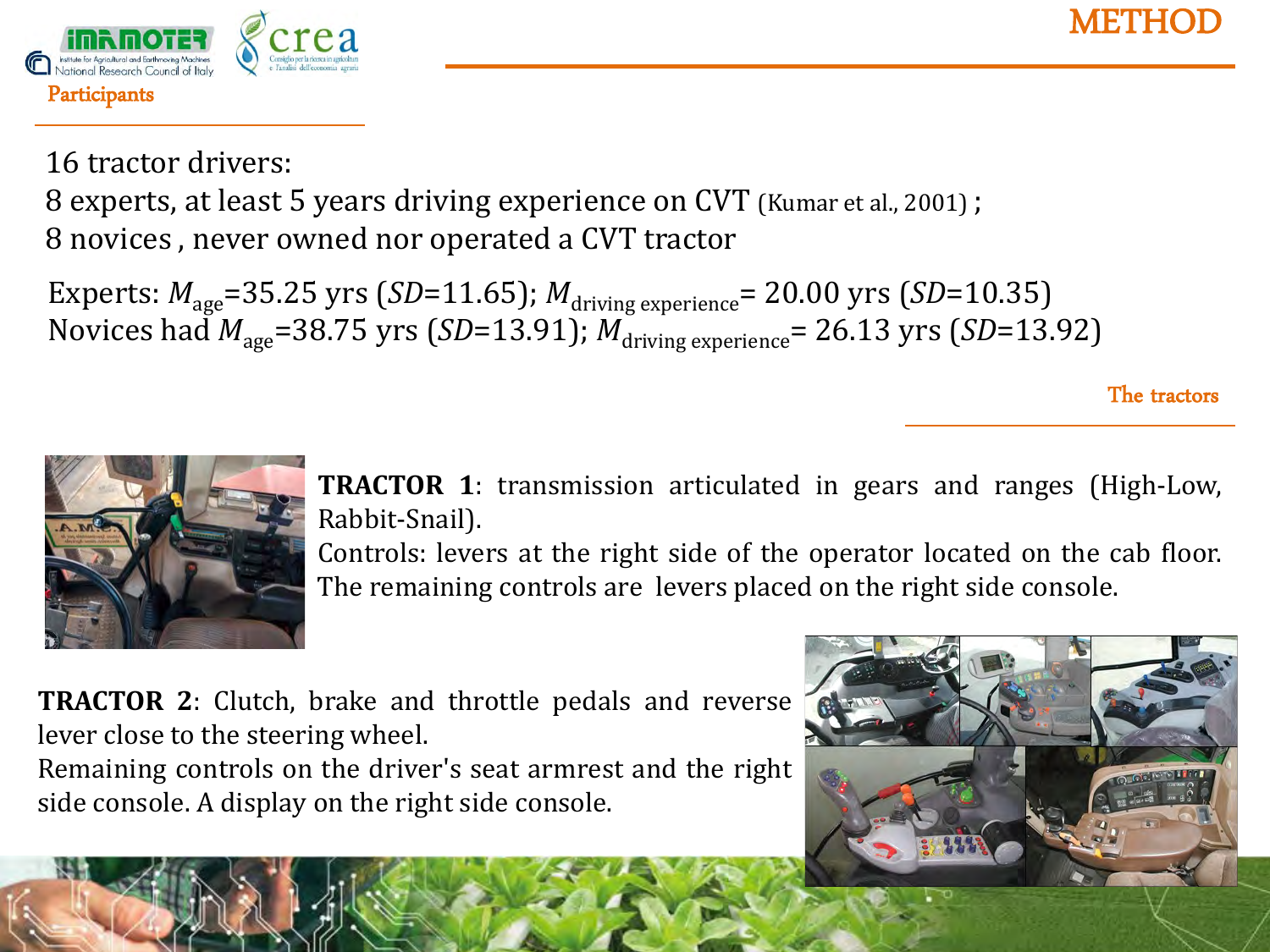# METHOD

## Participants

16 tractor drivers:

8 experts, at least 5 years driving experience on CVT (Kumar et al., 2001) ;

8 novices , never owned nor operated a CVT tractor

Experts: $M_{age}$=35.25 yrs ($SD$=11.65); $M_{driving\ experience}$= 20.00 yrs ($SD$=10.35)

Novices had $M_{age}$=38.75 yrs ($SD$=13.91); $M_{driving\ experience}$= 26.13 yrs ($SD$=13.92)

## The tractors

**TRACTOR 1**: transmission articulated in gears and ranges (High-Low, Rabbit-Snail).

Controls: levers at the right side of the operator located on the cab floor. The remaining controls are levers placed on the right side console.

**TRACTOR 2**: Clutch, brake and throttle pedals and reverse lever close to the steering wheel.

Remaining controls on the driver's seat armrest and the right side console. A display on the right side console.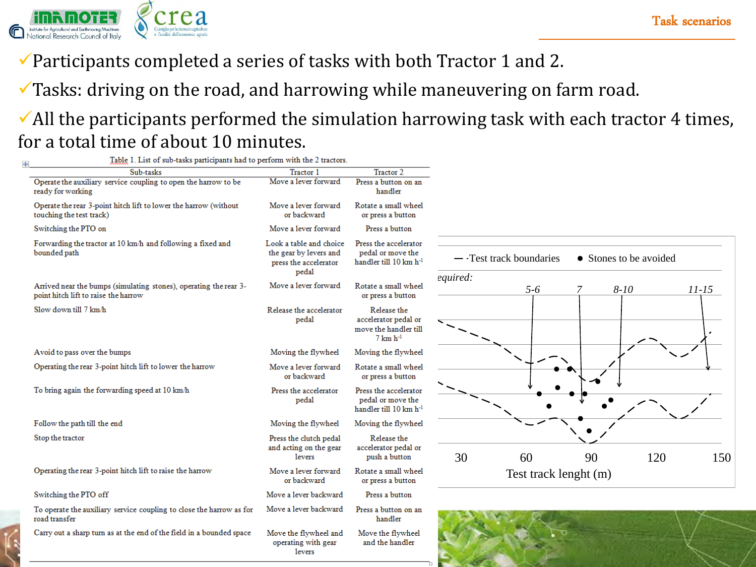## Task scenarios

- ✓Participants completed a series of tasks with both Tractor 1 and 2.
- ✓Tasks: driving on the road, and harrowing while maneuvering on farm road.
- ✓All the participants performed the simulation harrowing task with each tractor 4 times, for a total time of about 10 minutes.

Table 1. List of sub-tasks participants had to perform with the 2 tractors.

| Sub-tasks | Tractor 1 | Tractor 2 |
|---|---|---|
| Operate the auxiliary service coupling to open the harrow to be ready for working | Move a lever forward | Press a button on an handler |
| Operate the rear 3-point hitch lift to lower the harrow (without touching the test track) | Move a lever forward or backward | Rotate a small wheel or press a button |
| Switching the PTO on | Move a lever forward | Press a button |
| Forwarding the tractor at 10 km/h and following a fixed and bounded path | Look a table and choice the gear by levers and press the accelerator pedal | Press the accelerator pedal or move the handler till 10 km $h^{-1}$ |
| Arrived near the bumps (simulating stones), operating the rear 3-point hitch lift to raise the harrow | Move a lever forward | Rotate a small wheel or press a button |
| Slow down till 7 km/h | Release the accelerator pedal | Release the accelerator pedal or move the handler till 7 km $h^{-1}$ |
| Avoid to pass over the bumps | Moving the flywheel | Moving the flywheel |
| Operating the rear 3-point hitch lift to lower the harrow | Move a lever forward or backward | Rotate a small wheel or press a button |
| To bring again the forwarding speed at 10 km/h | Press the accelerator pedal | Press the accelerator pedal or move the handler till 10 km $h^{-1}$ |
| Follow the path till the end | Moving the flywheel | Moving the flywheel |
| Stop the tractor | Press the clutch pedal and acting on the gear levers | Release the accelerator pedal or push a button |
| Operating the rear 3-point hitch lift to raise the harrow | Move a lever forward or backward | Rotate a small wheel or press a button |
| Switching the PTO off | Move a lever backward | Press a button |
| To operate the auxiliary service coupling to close the harrow as for road transfer | Move a lever backward | Press a button on an handler |
| Carry out a sharp turn as at the end of the field in a bounded space | Move the flywheel and operating with gear levers | Move the flywheel and the handler |

— ·Test track boundaries ● Stones to be avoided

equired: 5-6, 7, 8-10, 11-15

30 60 90 120 150

Test track lenght (m)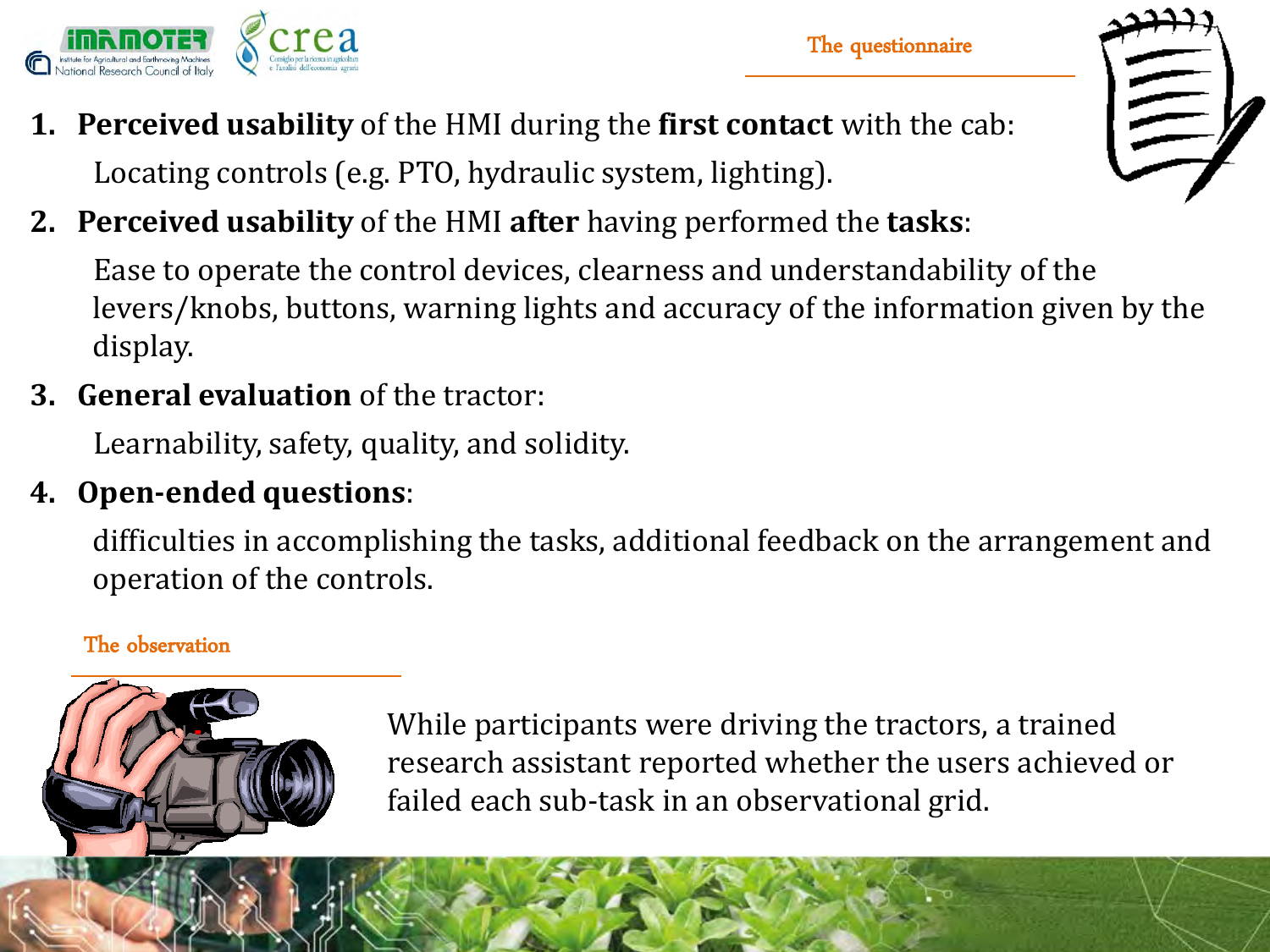## The questionnaire

1. **Perceived usability** of the HMI during the **first contact** with the cab:

   Locating controls (e.g. PTO, hydraulic system, lighting).

2. **Perceived usability** of the HMI **after** having performed the **tasks**:

   Ease to operate the control devices, clearness and understandability of the levers/knobs, buttons, warning lights and accuracy of the information given by the display.

3. **General evaluation** of the tractor:

   Learnability, safety, quality, and solidity.

4. **Open-ended questions**:

   difficulties in accomplishing the tasks, additional feedback on the arrangement and operation of the controls.

## The observation

While participants were driving the tractors, a trained research assistant reported whether the users achieved or failed each sub-task in an observational grid.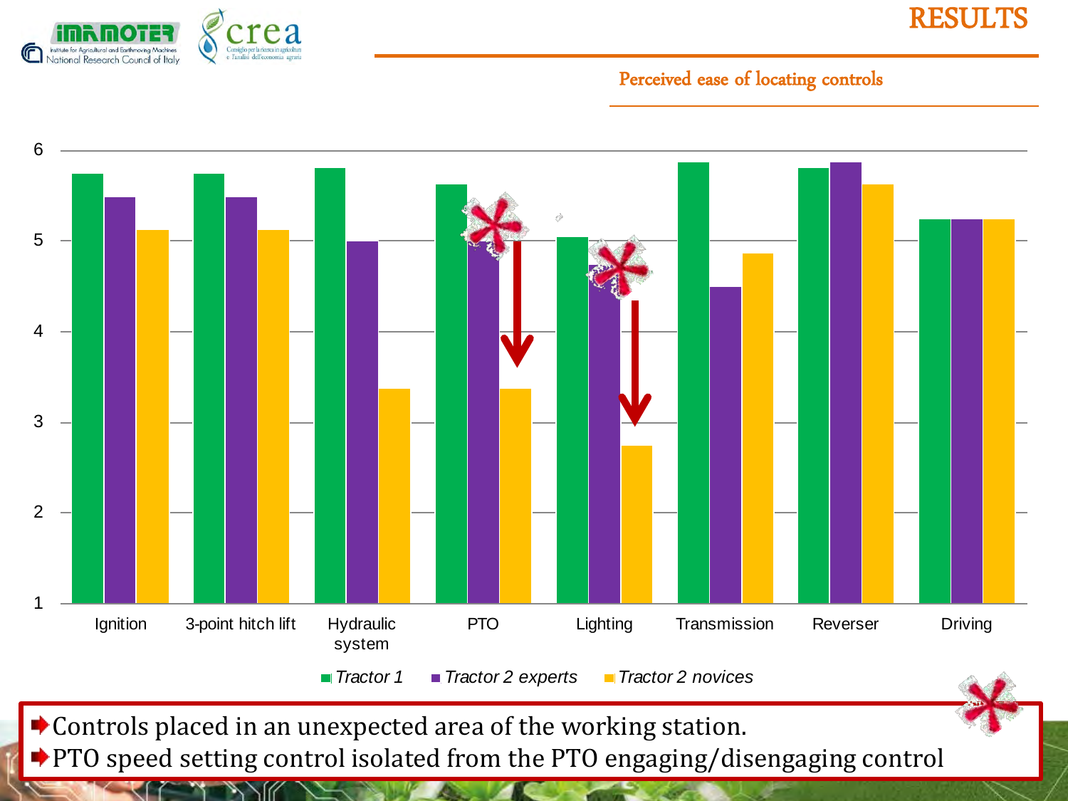# RESULTS

## Perceived ease of locating controls

| | Tractor 1 | Tractor 2 experts | Tractor 2 novices |
|---|---|---|---|
| Ignition | 5.75 | 5.5 | 5.13 |
| 3-point hitch lift | 5.75 | 5.5 | 5.13 |
| Hydraulic system | 5.81 | 5 | 3.38 |
| PTO | 5.63 | 5 | 3.38 |
| Lighting | 5.06 | 4.75 | 2.75 |
| Transmission | 5.88 | 4.5 | 4.88 |
| Reverser | 5.81 | 5.88 | 5.63 |
| Driving | 5.25 | 5.25 | 5.25 |

- Controls placed in an unexpected area of the working station.
- PTO speed setting control isolated from the PTO engaging/disengaging control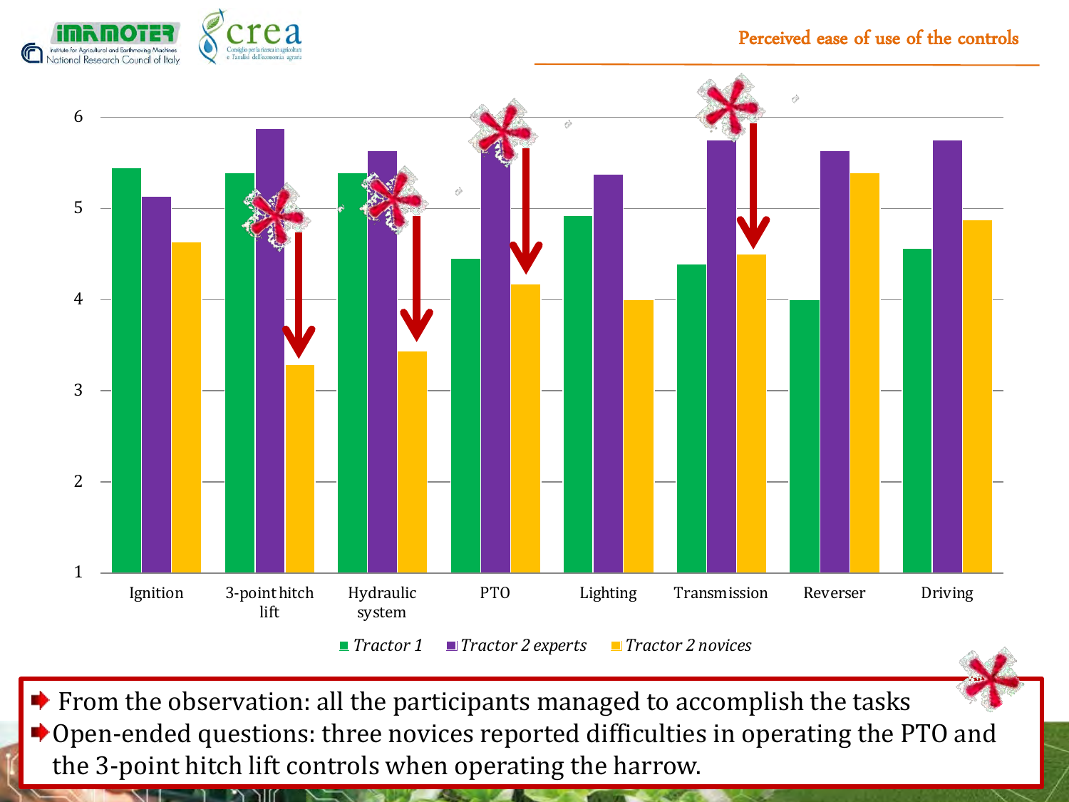## Perceived ease of use of the controls

| | Tractor 1 | Tractor 2 experts | Tractor 2 novices |
|---|---|---|---|
| Ignition | 5.44 | 5.12 | 4.62 |
| 3-point hitch lift | 5.38 | 5.87 | 3.27 |
| Hydraulic system | 5.38 | 5.62 | 3.43 |
| PTO | 4.44 | 5.75 | 4.16 |
| Lighting | 4.91 | 5.37 | 4.00 |
| Transmission | 4.38 | 5.75 | 4.49 |
| Reverser | 4.00 | 5.62 | 5.38 |
| Driving | 4.55 | 5.75 | 4.87 |

- From the observation: all the participants managed to accomplish the tasks
- Open-ended questions: three novices reported difficulties in operating the PTO and the 3-point hitch lift controls when operating the harrow.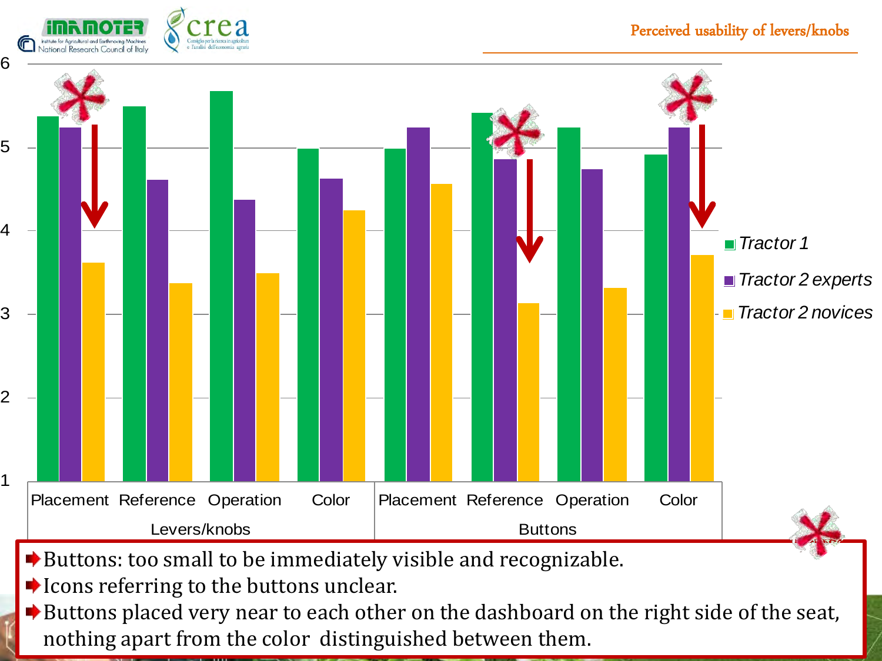## Perceived usability of levers/knobs

- Buttons: too small to be immediately visible and recognizable.
- Icons referring to the buttons unclear.
- Buttons placed very near to each other on the dashboard on the right side of the seat, nothing apart from the color distinguished between them.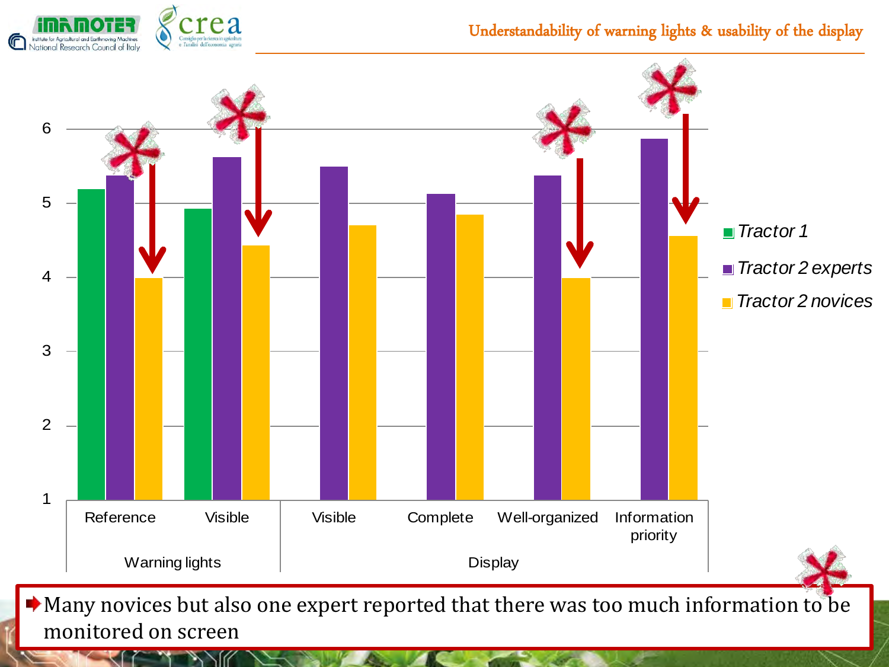## Understandability of warning lights & usability of the display

| | | Tractor 1 | Tractor 2 experts | Tractor 2 novices |
|---|---|---|---|---|
| Warning lights | Reference | 5.2 | 5.4 | 4.0 |
| | Visible | 4.9 | 5.6 | 4.4 |
| Display | Visible | | 5.5 | 4.7 |
| | Complete | | 5.1 | 4.8 |
| | Well-organized | | 5.4 | 4.0 |
| | Information priority | | 5.9 | 4.6 |

- Many novices but also one expert reported that there was too much information to be monitored on screen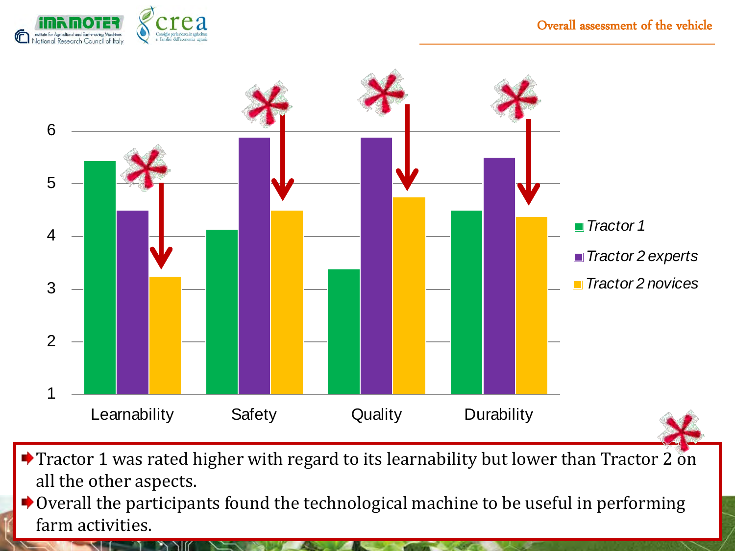## Overall assessment of the vehicle

| | Tractor 1 | Tractor 2 experts | Tractor 2 novices |
|---|---|---|---|
| Learnability | 5.4 | 4.5 | 3.25 |
| Safety | 4.1 | 5.9 | 4.5 |
| Quality | 3.4 | 5.9 | 4.75 |
| Durability | 4.5 | 5.5 | 4.4 |

- Tractor 1 was rated higher with regard to its learnability but lower than Tractor 2 on all the other aspects.
- Overall the participants found the technological machine to be useful in performing farm activities.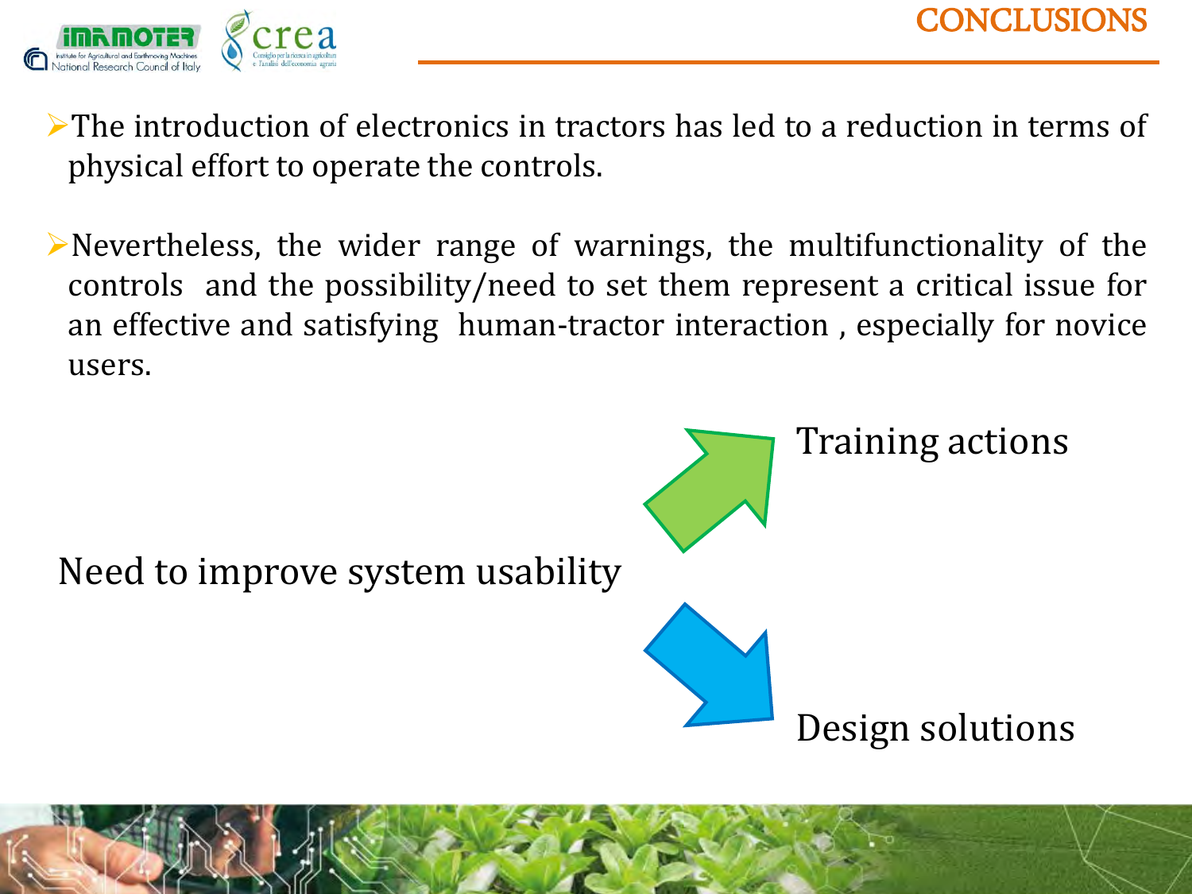# CONCLUSIONS

- The introduction of electronics in tractors has led to a reduction in terms of physical effort to operate the controls.

- Nevertheless, the wider range of warnings, the multifunctionality of the controls and the possibility/need to set them represent a critical issue for an effective and satisfying human-tractor interaction , especially for novice users.

Need to improve system usability

Training actions

Design solutions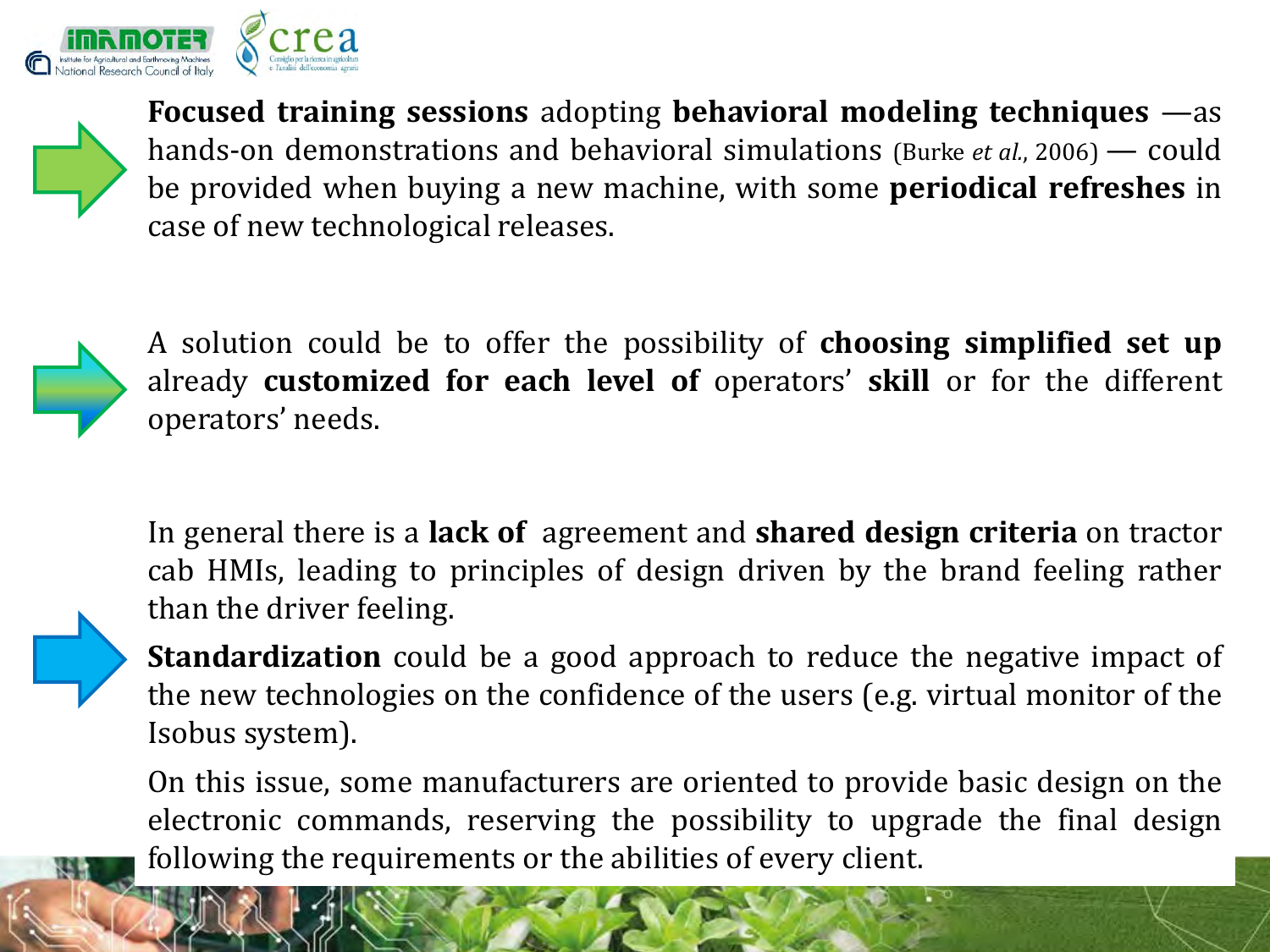**Focused training sessions** adopting **behavioral modeling techniques** —as hands-on demonstrations and behavioral simulations (Burke *et al.*, 2006) — could be provided when buying a new machine, with some **periodical refreshes** in case of new technological releases.

A solution could be to offer the possibility of **choosing simplified set up** already **customized for each level of** operators' **skill** or for the different operators' needs.

In general there is a **lack of** agreement and **shared design criteria** on tractor cab HMIs, leading to principles of design driven by the brand feeling rather than the driver feeling.

**Standardization** could be a good approach to reduce the negative impact of the new technologies on the confidence of the users (e.g. virtual monitor of the Isobus system).

On this issue, some manufacturers are oriented to provide basic design on the electronic commands, reserving the possibility to upgrade the final design following the requirements or the abilities of every client.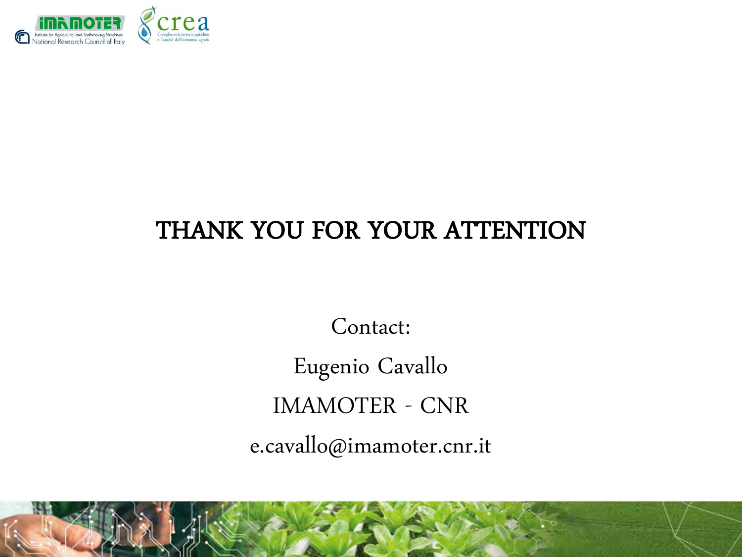# THANK YOU FOR YOUR ATTENTION

Contact:

Eugenio Cavallo

IMAMOTER - CNR

e.cavallo@imamoter.cnr.it